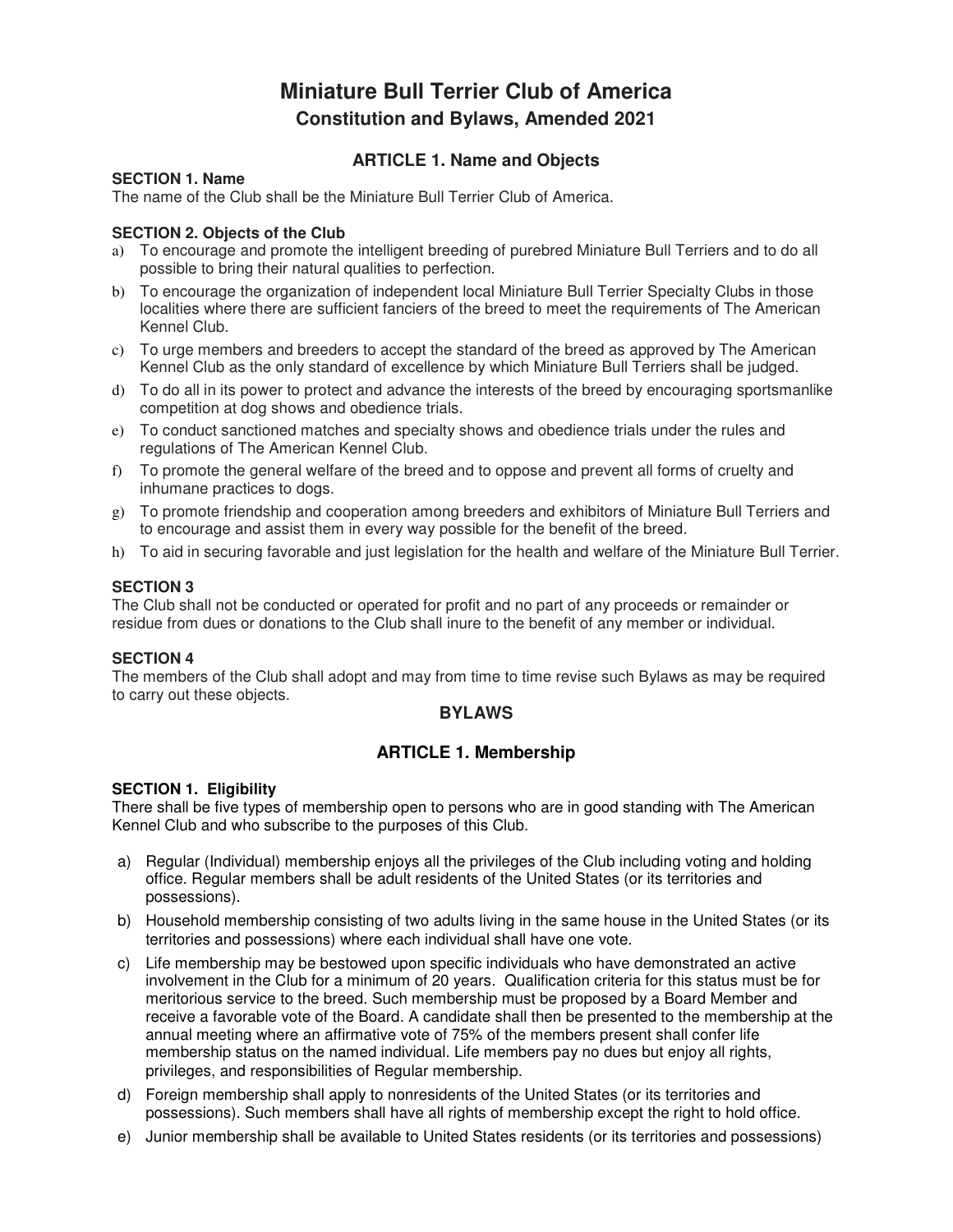# Miniature Bull Terrier Club of America

## Constitution and Bylaws, Amended 2021

### ARTICLE 1. Name and Objects

**SECTION 1. Name**

The name of the Club shall be the Miniature Bull Terrier Club of America.

**SECTION 2. Objects of the Club**

a) To encourage and promote the intelligent breeding of purebred Miniature Bull Terriers and to do all possible to bring their natural qualities to perfection.

b) To encourage the organization of independent local Miniature Bull Terrier Specialty Clubs in those localities where there are sufficient fanciers of the breed to meet the requirements of The American Kennel Club.

c) To urge members and breeders to accept the standard of the breed as approved by The American Kennel Club as the only standard of excellence by which Miniature Bull Terriers shall be judged.

d) To do all in its power to protect and advance the interests of the breed by encouraging sportsmanlike competition at dog shows and obedience trials.

e) To conduct sanctioned matches and specialty shows and obedience trials under the rules and regulations of The American Kennel Club.

f) To promote the general welfare of the breed and to oppose and prevent all forms of cruelty and inhumane practices to dogs.

g) To promote friendship and cooperation among breeders and exhibitors of Miniature Bull Terriers and to encourage and assist them in every way possible for the benefit of the breed.

h) To aid in securing favorable and just legislation for the health and welfare of the Miniature Bull Terrier.

**SECTION 3**

The Club shall not be conducted or operated for profit and no part of any proceeds or remainder or residue from dues or donations to the Club shall inure to the benefit of any member or individual.

**SECTION 4**

The members of the Club shall adopt and may from time to time revise such Bylaws as may be required to carry out these objects.

### BYLAWS

### ARTICLE 1. Membership

**SECTION 1. Eligibility**

There shall be five types of membership open to persons who are in good standing with The American Kennel Club and who subscribe to the purposes of this Club.

a) Regular (Individual) membership enjoys all the privileges of the Club including voting and holding office. Regular members shall be adult residents of the United States (or its territories and possessions).

b) Household membership consisting of two adults living in the same house in the United States (or its territories and possessions) where each individual shall have one vote.

c) Life membership may be bestowed upon specific individuals who have demonstrated an active involvement in the Club for a minimum of 20 years. Qualification criteria for this status must be for meritorious service to the breed. Such membership must be proposed by a Board Member and receive a favorable vote of the Board. A candidate shall then be presented to the membership at the annual meeting where an affirmative vote of 75% of the members present shall confer life membership status on the named individual. Life members pay no dues but enjoy all rights, privileges, and responsibilities of Regular membership.

d) Foreign membership shall apply to nonresidents of the United States (or its territories and possessions). Such members shall have all rights of membership except the right to hold office.

e) Junior membership shall be available to United States residents (or its territories and possessions)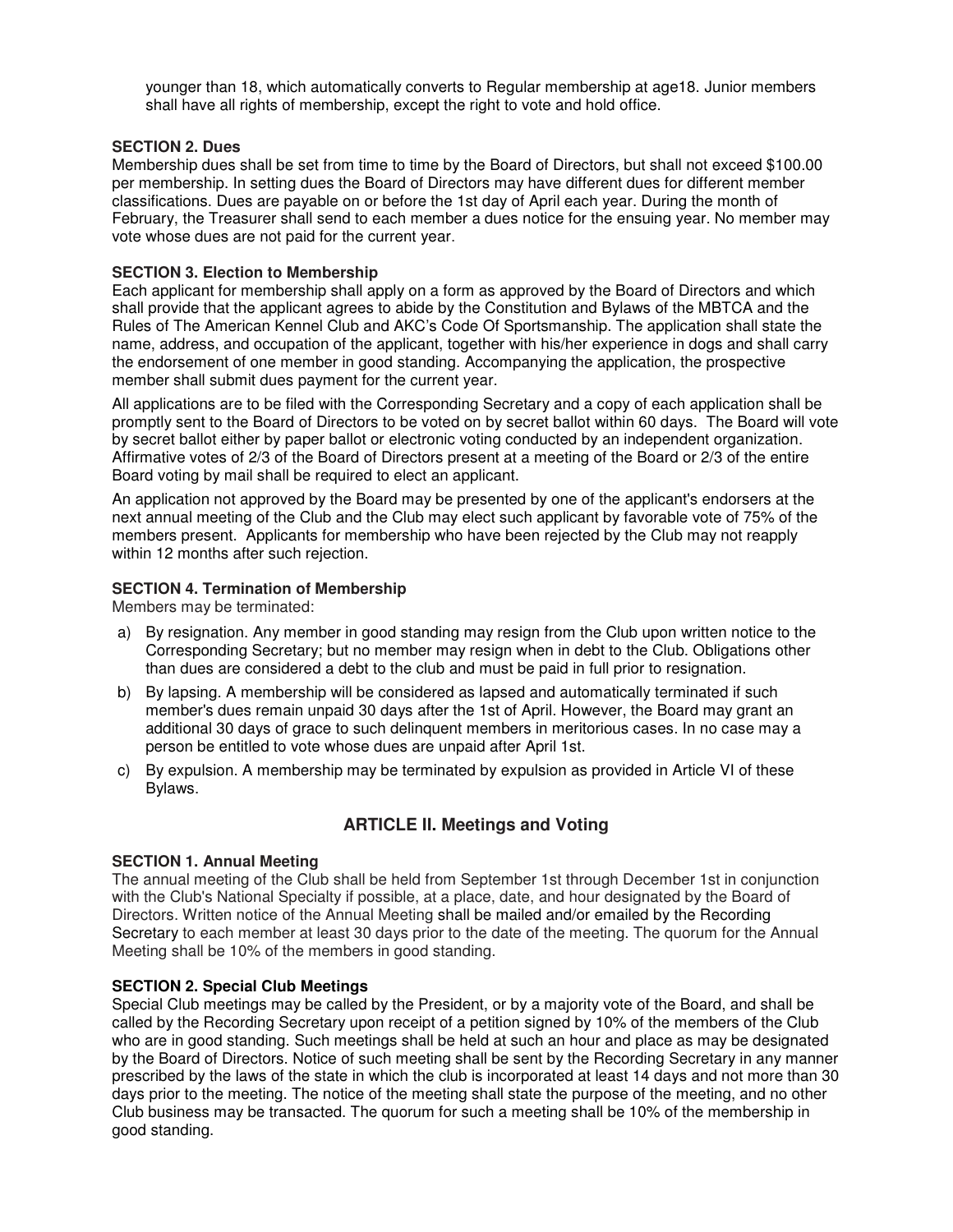younger than 18, which automatically converts to Regular membership at age18. Junior members shall have all rights of membership, except the right to vote and hold office.

**SECTION 2. Dues**

Membership dues shall be set from time to time by the Board of Directors, but shall not exceed $100.00 per membership. In setting dues the Board of Directors may have different dues for different member classifications. Dues are payable on or before the 1st day of April each year. During the month of February, the Treasurer shall send to each member a dues notice for the ensuing year. No member may vote whose dues are not paid for the current year.

**SECTION 3. Election to Membership**

Each applicant for membership shall apply on a form as approved by the Board of Directors and which shall provide that the applicant agrees to abide by the Constitution and Bylaws of the MBTCA and the Rules of The American Kennel Club and AKC's Code Of Sportsmanship. The application shall state the name, address, and occupation of the applicant, together with his/her experience in dogs and shall carry the endorsement of one member in good standing. Accompanying the application, the prospective member shall submit dues payment for the current year.

All applications are to be filed with the Corresponding Secretary and a copy of each application shall be promptly sent to the Board of Directors to be voted on by secret ballot within 60 days. The Board will vote by secret ballot either by paper ballot or electronic voting conducted by an independent organization. Affirmative votes of 2/3 of the Board of Directors present at a meeting of the Board or 2/3 of the entire Board voting by mail shall be required to elect an applicant.

An application not approved by the Board may be presented by one of the applicant's endorsers at the next annual meeting of the Club and the Club may elect such applicant by favorable vote of 75% of the members present. Applicants for membership who have been rejected by the Club may not reapply within 12 months after such rejection.

**SECTION 4. Termination of Membership**

Members may be terminated:

a) By resignation. Any member in good standing may resign from the Club upon written notice to the Corresponding Secretary; but no member may resign when in debt to the Club. Obligations other than dues are considered a debt to the club and must be paid in full prior to resignation.
b) By lapsing. A membership will be considered as lapsed and automatically terminated if such member's dues remain unpaid 30 days after the 1st of April. However, the Board may grant an additional 30 days of grace to such delinquent members in meritorious cases. In no case may a person be entitled to vote whose dues are unpaid after April 1st.
c) By expulsion. A membership may be terminated by expulsion as provided in Article VI of these Bylaws.

## ARTICLE II. Meetings and Voting

**SECTION 1. Annual Meeting**

The annual meeting of the Club shall be held from September 1st through December 1st in conjunction with the Club's National Specialty if possible, at a place, date, and hour designated by the Board of Directors. Written notice of the Annual Meeting shall be mailed and/or emailed by the Recording Secretary to each member at least 30 days prior to the date of the meeting. The quorum for the Annual Meeting shall be 10% of the members in good standing.

**SECTION 2. Special Club Meetings**

Special Club meetings may be called by the President, or by a majority vote of the Board, and shall be called by the Recording Secretary upon receipt of a petition signed by 10% of the members of the Club who are in good standing. Such meetings shall be held at such an hour and place as may be designated by the Board of Directors. Notice of such meeting shall be sent by the Recording Secretary in any manner prescribed by the laws of the state in which the club is incorporated at least 14 days and not more than 30 days prior to the meeting. The notice of the meeting shall state the purpose of the meeting, and no other Club business may be transacted. The quorum for such a meeting shall be 10% of the membership in good standing.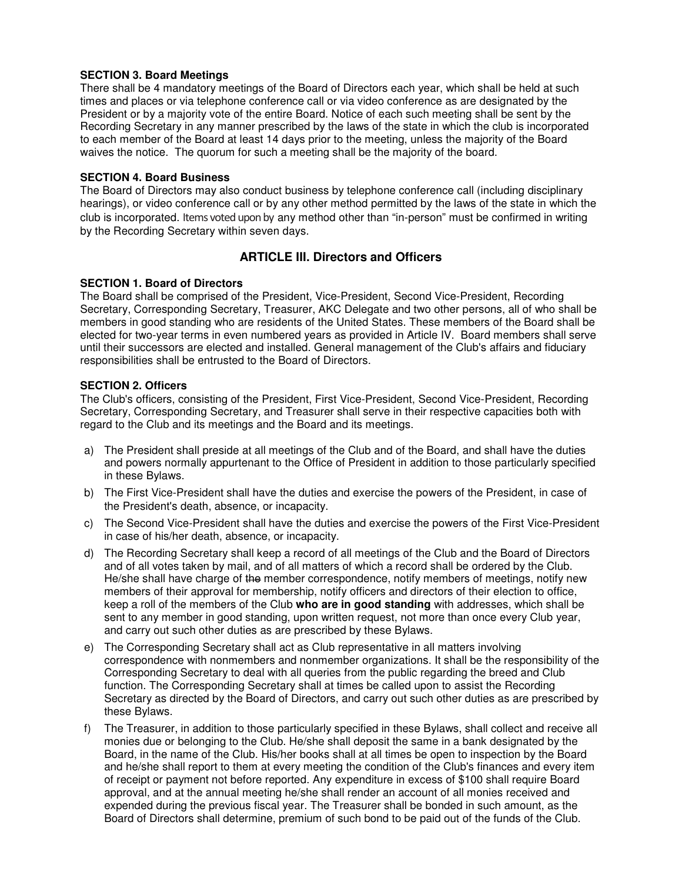**SECTION 3. Board Meetings**
There shall be 4 mandatory meetings of the Board of Directors each year, which shall be held at such times and places or via telephone conference call or via video conference as are designated by the President or by a majority vote of the entire Board. Notice of each such meeting shall be sent by the Recording Secretary in any manner prescribed by the laws of the state in which the club is incorporated to each member of the Board at least 14 days prior to the meeting, unless the majority of the Board waives the notice. The quorum for such a meeting shall be the majority of the board.

**SECTION 4. Board Business**
The Board of Directors may also conduct business by telephone conference call (including disciplinary hearings), or video conference call or by any other method permitted by the laws of the state in which the club is incorporated. Items voted upon by any method other than "in-person" must be confirmed in writing by the Recording Secretary within seven days.

## ARTICLE III. Directors and Officers

**SECTION 1. Board of Directors**
The Board shall be comprised of the President, Vice-President, Second Vice-President, Recording Secretary, Corresponding Secretary, Treasurer, AKC Delegate and two other persons, all of who shall be members in good standing who are residents of the United States. These members of the Board shall be elected for two-year terms in even numbered years as provided in Article IV. Board members shall serve until their successors are elected and installed. General management of the Club's affairs and fiduciary responsibilities shall be entrusted to the Board of Directors.

**SECTION 2. Officers**
The Club's officers, consisting of the President, First Vice-President, Second Vice-President, Recording Secretary, Corresponding Secretary, and Treasurer shall serve in their respective capacities both with regard to the Club and its meetings and the Board and its meetings.

a) The President shall preside at all meetings of the Club and of the Board, and shall have the duties and powers normally appurtenant to the Office of President in addition to those particularly specified in these Bylaws.

b) The First Vice-President shall have the duties and exercise the powers of the President, in case of the President's death, absence, or incapacity.

c) The Second Vice-President shall have the duties and exercise the powers of the First Vice-President in case of his/her death, absence, or incapacity.

d) The Recording Secretary shall keep a record of all meetings of the Club and the Board of Directors and of all votes taken by mail, and of all matters of which a record shall be ordered by the Club. He/she shall have charge of ~~the~~ member correspondence, notify members of meetings, notify new members of their approval for membership, notify officers and directors of their election to office, keep a roll of the members of the Club **who are in good standing** with addresses, which shall be sent to any member in good standing, upon written request, not more than once every Club year, and carry out such other duties as are prescribed by these Bylaws.

e) The Corresponding Secretary shall act as Club representative in all matters involving correspondence with nonmembers and nonmember organizations. It shall be the responsibility of the Corresponding Secretary to deal with all queries from the public regarding the breed and Club function. The Corresponding Secretary shall at times be called upon to assist the Recording Secretary as directed by the Board of Directors, and carry out such other duties as are prescribed by these Bylaws.

f) The Treasurer, in addition to those particularly specified in these Bylaws, shall collect and receive all monies due or belonging to the Club. He/she shall deposit the same in a bank designated by the Board, in the name of the Club. His/her books shall at all times be open to inspection by the Board and he/she shall report to them at every meeting the condition of the Club's finances and every item of receipt or payment not before reported. Any expenditure in excess of $100 shall require Board approval, and at the annual meeting he/she shall render an account of all monies received and expended during the previous fiscal year. The Treasurer shall be bonded in such amount, as the Board of Directors shall determine, premium of such bond to be paid out of the funds of the Club.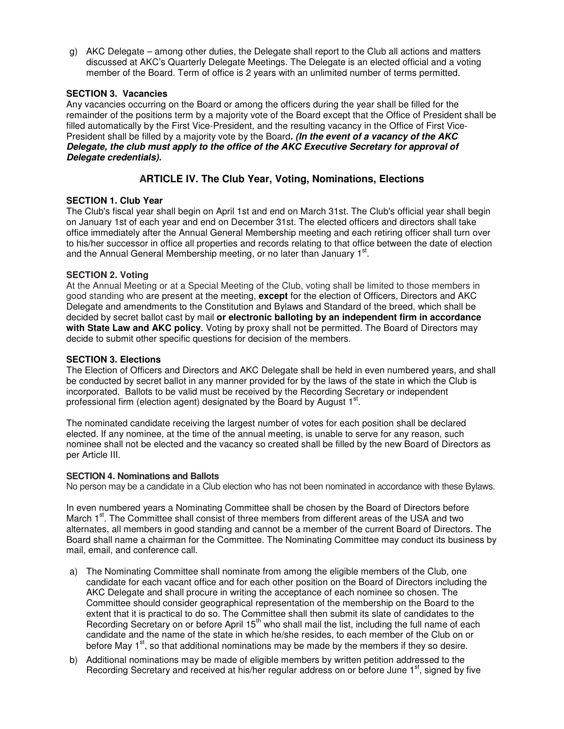g) AKC Delegate – among other duties, the Delegate shall report to the Club all actions and matters discussed at AKC's Quarterly Delegate Meetings. The Delegate is an elected official and a voting member of the Board. Term of office is 2 years with an unlimited number of terms permitted.

**SECTION 3. Vacancies**

Any vacancies occurring on the Board or among the officers during the year shall be filled for the remainder of the positions term by a majority vote of the Board except that the Office of President shall be filled automatically by the First Vice-President, and the resulting vacancy in the Office of First Vice-President shall be filled by a majority vote by the Board***. (In the event of a vacancy of the AKC Delegate, the club must apply to the office of the AKC Executive Secretary for approval of Delegate credentials).***

## ARTICLE IV. The Club Year, Voting, Nominations, Elections

**SECTION 1. Club Year**

The Club's fiscal year shall begin on April 1st and end on March 31st. The Club's official year shall begin on January 1st of each year and end on December 31st. The elected officers and directors shall take office immediately after the Annual General Membership meeting and each retiring officer shall turn over to his/her successor in office all properties and records relating to that office between the date of election and the Annual General Membership meeting, or no later than January 1st.

**SECTION 2. Voting**

At the Annual Meeting or at a Special Meeting of the Club, voting shall be limited to those members in good standing who are present at the meeting, **except** for the election of Officers, Directors and AKC Delegate and amendments to the Constitution and Bylaws and Standard of the breed, which shall be decided by secret ballot cast by mail **or electronic balloting by an independent firm in accordance with State Law and AKC policy**. Voting by proxy shall not be permitted. The Board of Directors may decide to submit other specific questions for decision of the members.

**SECTION 3. Elections**

The Election of Officers and Directors and AKC Delegate shall be held in even numbered years, and shall be conducted by secret ballot in any manner provided for by the laws of the state in which the Club is incorporated. Ballots to be valid must be received by the Recording Secretary or independent professional firm (election agent) designated by the Board by August 1st.

The nominated candidate receiving the largest number of votes for each position shall be declared elected. If any nominee, at the time of the annual meeting, is unable to serve for any reason, such nominee shall not be elected and the vacancy so created shall be filled by the new Board of Directors as per Article III.

**SECTION 4. Nominations and Ballots**

No person may be a candidate in a Club election who has not been nominated in accordance with these Bylaws.

In even numbered years a Nominating Committee shall be chosen by the Board of Directors before March 1st. The Committee shall consist of three members from different areas of the USA and two alternates, all members in good standing and cannot be a member of the current Board of Directors. The Board shall name a chairman for the Committee. The Nominating Committee may conduct its business by mail, email, and conference call.

a) The Nominating Committee shall nominate from among the eligible members of the Club, one candidate for each vacant office and for each other position on the Board of Directors including the AKC Delegate and shall procure in writing the acceptance of each nominee so chosen. The Committee should consider geographical representation of the membership on the Board to the extent that it is practical to do so. The Committee shall then submit its slate of candidates to the Recording Secretary on or before April 15th who shall mail the list, including the full name of each candidate and the name of the state in which he/she resides, to each member of the Club on or before May 1st, so that additional nominations may be made by the members if they so desire.

b) Additional nominations may be made of eligible members by written petition addressed to the Recording Secretary and received at his/her regular address on or before June 1st, signed by five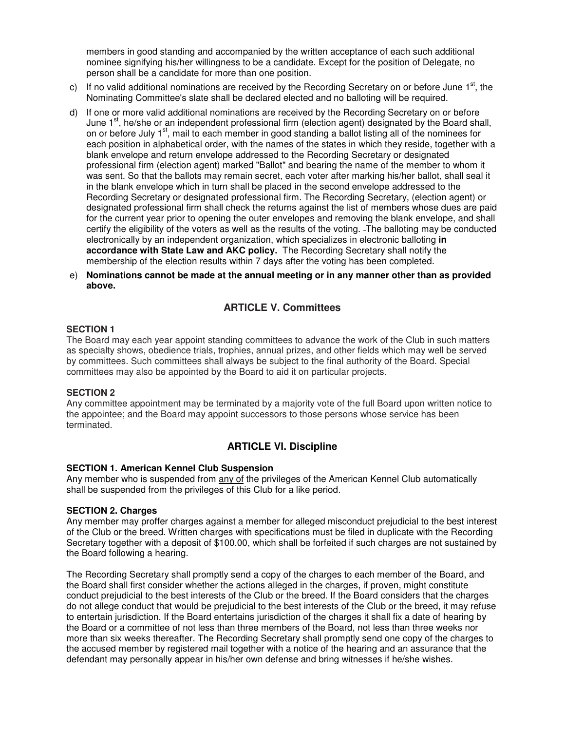members in good standing and accompanied by the written acceptance of each such additional nominee signifying his/her willingness to be a candidate. Except for the position of Delegate, no person shall be a candidate for more than one position.

c) If no valid additional nominations are received by the Recording Secretary on or before June 1st, the Nominating Committee's slate shall be declared elected and no balloting will be required.

d) If one or more valid additional nominations are received by the Recording Secretary on or before June 1st, he/she or an independent professional firm (election agent) designated by the Board shall, on or before July 1st, mail to each member in good standing a ballot listing all of the nominees for each position in alphabetical order, with the names of the states in which they reside, together with a blank envelope and return envelope addressed to the Recording Secretary or designated professional firm (election agent) marked "Ballot" and bearing the name of the member to whom it was sent. So that the ballots may remain secret, each voter after marking his/her ballot, shall seal it in the blank envelope which in turn shall be placed in the second envelope addressed to the Recording Secretary or designated professional firm. The Recording Secretary, (election agent) or designated professional firm shall check the returns against the list of members whose dues are paid for the current year prior to opening the outer envelopes and removing the blank envelope, and shall certify the eligibility of the voters as well as the results of the voting. The balloting may be conducted electronically by an independent organization, which specializes in electronic balloting **in accordance with State Law and AKC policy.** The Recording Secretary shall notify the membership of the election results within 7 days after the voting has been completed.

e) **Nominations cannot be made at the annual meeting or in any manner other than as provided above.**

## ARTICLE V. Committees

**SECTION 1**

The Board may each year appoint standing committees to advance the work of the Club in such matters as specialty shows, obedience trials, trophies, annual prizes, and other fields which may well be served by committees. Such committees shall always be subject to the final authority of the Board. Special committees may also be appointed by the Board to aid it on particular projects.

**SECTION 2**

Any committee appointment may be terminated by a majority vote of the full Board upon written notice to the appointee; and the Board may appoint successors to those persons whose service has been terminated.

## ARTICLE VI. Discipline

**SECTION 1. American Kennel Club Suspension**

Any member who is suspended from any of the privileges of the American Kennel Club automatically shall be suspended from the privileges of this Club for a like period.

**SECTION 2. Charges**

Any member may proffer charges against a member for alleged misconduct prejudicial to the best interest of the Club or the breed. Written charges with specifications must be filed in duplicate with the Recording Secretary together with a deposit of $100.00, which shall be forfeited if such charges are not sustained by the Board following a hearing.

The Recording Secretary shall promptly send a copy of the charges to each member of the Board, and the Board shall first consider whether the actions alleged in the charges, if proven, might constitute conduct prejudicial to the best interests of the Club or the breed. If the Board considers that the charges do not allege conduct that would be prejudicial to the best interests of the Club or the breed, it may refuse to entertain jurisdiction. If the Board entertains jurisdiction of the charges it shall fix a date of hearing by the Board or a committee of not less than three members of the Board, not less than three weeks nor more than six weeks thereafter. The Recording Secretary shall promptly send one copy of the charges to the accused member by registered mail together with a notice of the hearing and an assurance that the defendant may personally appear in his/her own defense and bring witnesses if he/she wishes.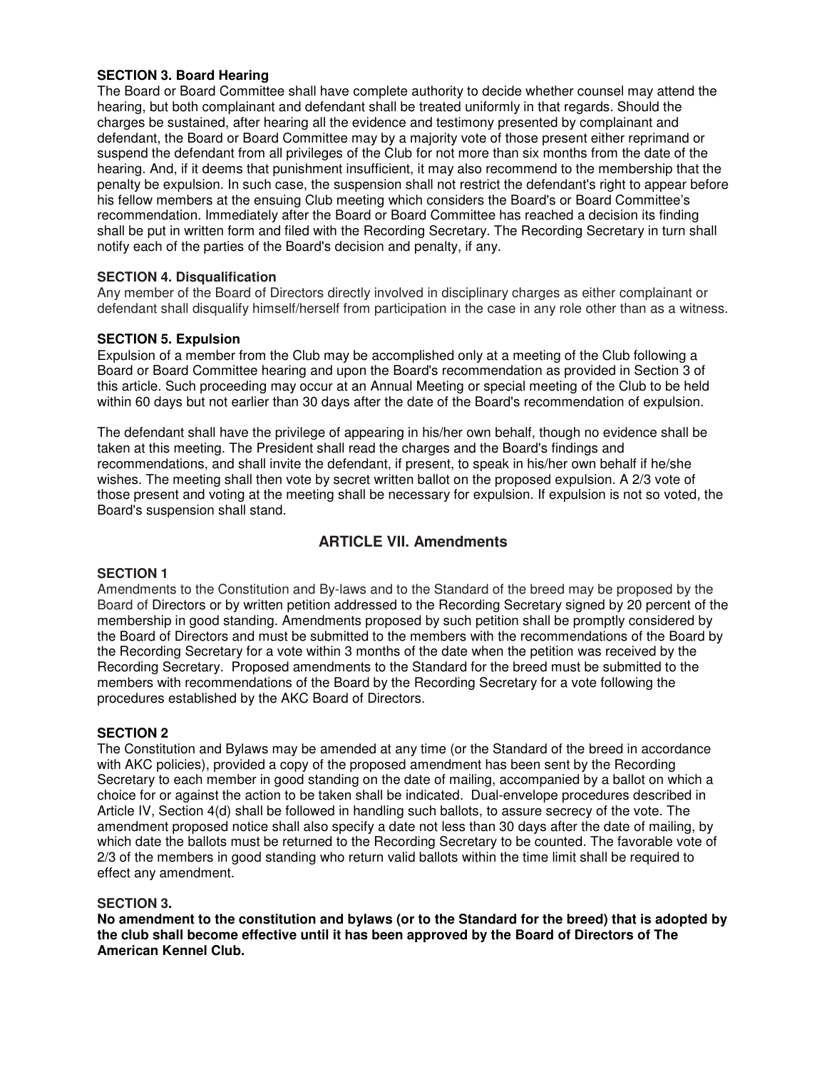**SECTION 3. Board Hearing**

The Board or Board Committee shall have complete authority to decide whether counsel may attend the hearing, but both complainant and defendant shall be treated uniformly in that regards. Should the charges be sustained, after hearing all the evidence and testimony presented by complainant and defendant, the Board or Board Committee may by a majority vote of those present either reprimand or suspend the defendant from all privileges of the Club for not more than six months from the date of the hearing. And, if it deems that punishment insufficient, it may also recommend to the membership that the penalty be expulsion. In such case, the suspension shall not restrict the defendant's right to appear before his fellow members at the ensuing Club meeting which considers the Board's or Board Committee's recommendation. Immediately after the Board or Board Committee has reached a decision its finding shall be put in written form and filed with the Recording Secretary. The Recording Secretary in turn shall notify each of the parties of the Board's decision and penalty, if any.

**SECTION 4. Disqualification**

Any member of the Board of Directors directly involved in disciplinary charges as either complainant or defendant shall disqualify himself/herself from participation in the case in any role other than as a witness.

**SECTION 5. Expulsion**

Expulsion of a member from the Club may be accomplished only at a meeting of the Club following a Board or Board Committee hearing and upon the Board's recommendation as provided in Section 3 of this article. Such proceeding may occur at an Annual Meeting or special meeting of the Club to be held within 60 days but not earlier than 30 days after the date of the Board's recommendation of expulsion.

The defendant shall have the privilege of appearing in his/her own behalf, though no evidence shall be taken at this meeting. The President shall read the charges and the Board's findings and recommendations, and shall invite the defendant, if present, to speak in his/her own behalf if he/she wishes. The meeting shall then vote by secret written ballot on the proposed expulsion. A 2/3 vote of those present and voting at the meeting shall be necessary for expulsion. If expulsion is not so voted, the Board's suspension shall stand.

## ARTICLE VII. Amendments

**SECTION 1**

Amendments to the Constitution and By-laws and to the Standard of the breed may be proposed by the Board of Directors or by written petition addressed to the Recording Secretary signed by 20 percent of the membership in good standing. Amendments proposed by such petition shall be promptly considered by the Board of Directors and must be submitted to the members with the recommendations of the Board by the Recording Secretary for a vote within 3 months of the date when the petition was received by the Recording Secretary. Proposed amendments to the Standard for the breed must be submitted to the members with recommendations of the Board by the Recording Secretary for a vote following the procedures established by the AKC Board of Directors.

**SECTION 2**

The Constitution and Bylaws may be amended at any time (or the Standard of the breed in accordance with AKC policies), provided a copy of the proposed amendment has been sent by the Recording Secretary to each member in good standing on the date of mailing, accompanied by a ballot on which a choice for or against the action to be taken shall be indicated. Dual-envelope procedures described in Article IV, Section 4(d) shall be followed in handling such ballots, to assure secrecy of the vote. The amendment proposed notice shall also specify a date not less than 30 days after the date of mailing, by which date the ballots must be returned to the Recording Secretary to be counted. The favorable vote of 2/3 of the members in good standing who return valid ballots within the time limit shall be required to effect any amendment.

**SECTION 3.**

**No amendment to the constitution and bylaws (or to the Standard for the breed) that is adopted by the club shall become effective until it has been approved by the Board of Directors of The American Kennel Club.**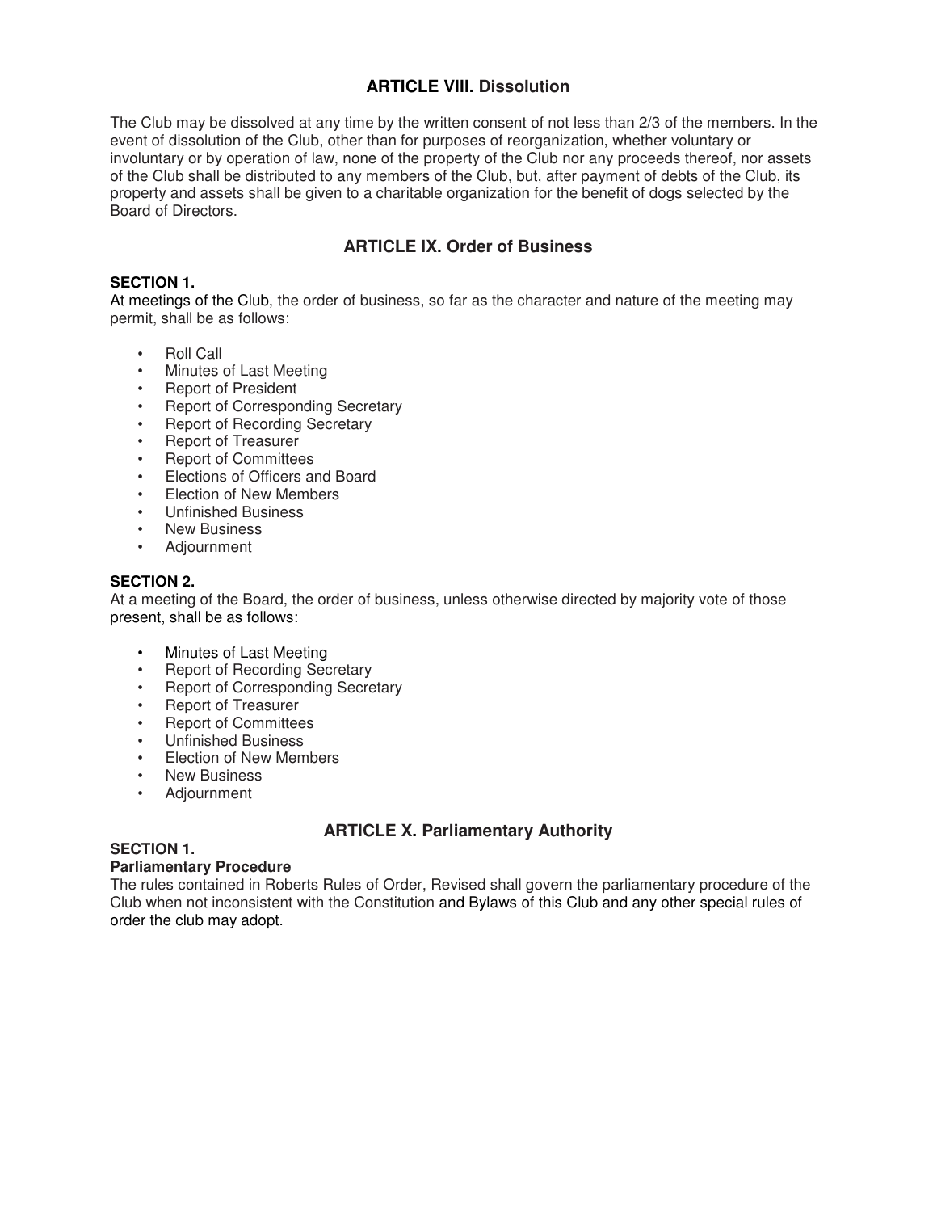## ARTICLE VIII. Dissolution

The Club may be dissolved at any time by the written consent of not less than 2/3 of the members. In the event of dissolution of the Club, other than for purposes of reorganization, whether voluntary or involuntary or by operation of law, none of the property of the Club nor any proceeds thereof, nor assets of the Club shall be distributed to any members of the Club, but, after payment of debts of the Club, its property and assets shall be given to a charitable organization for the benefit of dogs selected by the Board of Directors.

## ARTICLE IX. Order of Business

**SECTION 1.**
At meetings of the Club, the order of business, so far as the character and nature of the meeting may permit, shall be as follows:

- Roll Call
- Minutes of Last Meeting
- Report of President
- Report of Corresponding Secretary
- Report of Recording Secretary
- Report of Treasurer
- Report of Committees
- Elections of Officers and Board
- Election of New Members
- Unfinished Business
- New Business
- Adjournment

**SECTION 2.**
At a meeting of the Board, the order of business, unless otherwise directed by majority vote of those present, shall be as follows:

- Minutes of Last Meeting
- Report of Recording Secretary
- Report of Corresponding Secretary
- Report of Treasurer
- Report of Committees
- Unfinished Business
- Election of New Members
- New Business
- Adjournment

## ARTICLE X. Parliamentary Authority

**SECTION 1.**
**Parliamentary Procedure**
The rules contained in Roberts Rules of Order, Revised shall govern the parliamentary procedure of the Club when not inconsistent with the Constitution and Bylaws of this Club and any other special rules of order the club may adopt.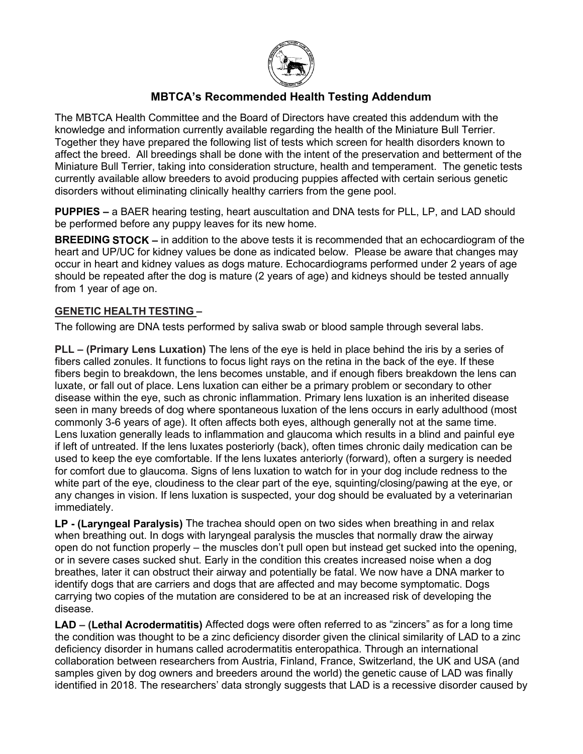# MBTCA's Recommended Health Testing Addendum

The MBTCA Health Committee and the Board of Directors have created this addendum with the knowledge and information currently available regarding the health of the Miniature Bull Terrier. Together they have prepared the following list of tests which screen for health disorders known to affect the breed. All breedings shall be done with the intent of the preservation and betterment of the Miniature Bull Terrier, taking into consideration structure, health and temperament. The genetic tests currently available allow breeders to avoid producing puppies affected with certain serious genetic disorders without eliminating clinically healthy carriers from the gene pool.

**PUPPIES –** a BAER hearing testing, heart auscultation and DNA tests for PLL, LP, and LAD should be performed before any puppy leaves for its new home.

**BREEDING STOCK –** in addition to the above tests it is recommended that an echocardiogram of the heart and UP/UC for kidney values be done as indicated below. Please be aware that changes may occur in heart and kidney values as dogs mature. Echocardiograms performed under 2 years of age should be repeated after the dog is mature (2 years of age) and kidneys should be tested annually from 1 year of age on.

## GENETIC HEALTH TESTING –

The following are DNA tests performed by saliva swab or blood sample through several labs.

**PLL – (Primary Lens Luxation)** The lens of the eye is held in place behind the iris by a series of fibers called zonules. It functions to focus light rays on the retina in the back of the eye. If these fibers begin to breakdown, the lens becomes unstable, and if enough fibers breakdown the lens can luxate, or fall out of place. Lens luxation can either be a primary problem or secondary to other disease within the eye, such as chronic inflammation. Primary lens luxation is an inherited disease seen in many breeds of dog where spontaneous luxation of the lens occurs in early adulthood (most commonly 3-6 years of age). It often affects both eyes, although generally not at the same time. Lens luxation generally leads to inflammation and glaucoma which results in a blind and painful eye if left of untreated. If the lens luxates posteriorly (back), often times chronic daily medication can be used to keep the eye comfortable. If the lens luxates anteriorly (forward), often a surgery is needed for comfort due to glaucoma. Signs of lens luxation to watch for in your dog include redness to the white part of the eye, cloudiness to the clear part of the eye, squinting/closing/pawing at the eye, or any changes in vision. If lens luxation is suspected, your dog should be evaluated by a veterinarian immediately.

**LP - (Laryngeal Paralysis)** The trachea should open on two sides when breathing in and relax when breathing out. In dogs with laryngeal paralysis the muscles that normally draw the airway open do not function properly – the muscles don't pull open but instead get sucked into the opening, or in severe cases sucked shut. Early in the condition this creates increased noise when a dog breathes, later it can obstruct their airway and potentially be fatal. We now have a DNA marker to identify dogs that are carriers and dogs that are affected and may become symptomatic. Dogs carrying two copies of the mutation are considered to be at an increased risk of developing the disease.

**LAD – (Lethal Acrodermatitis)** Affected dogs were often referred to as "zincers" as for a long time the condition was thought to be a zinc deficiency disorder given the clinical similarity of LAD to a zinc deficiency disorder in humans called acrodermatitis enteropathica. Through an international collaboration between researchers from Austria, Finland, France, Switzerland, the UK and USA (and samples given by dog owners and breeders around the world) the genetic cause of LAD was finally identified in 2018. The researchers' data strongly suggests that LAD is a recessive disorder caused by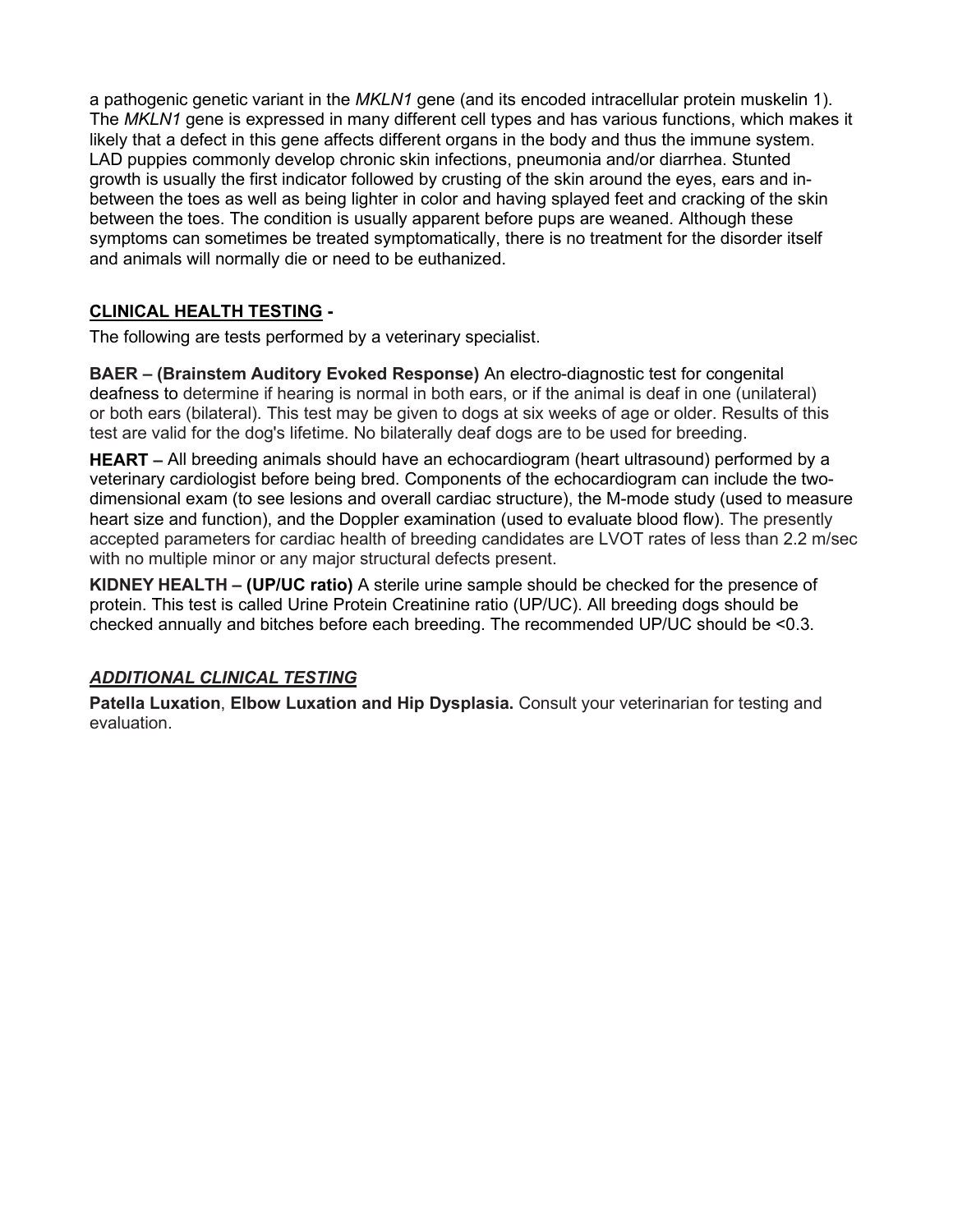a pathogenic genetic variant in the *MKLN1* gene (and its encoded intracellular protein muskelin 1). The *MKLN1* gene is expressed in many different cell types and has various functions, which makes it likely that a defect in this gene affects different organs in the body and thus the immune system. LAD puppies commonly develop chronic skin infections, pneumonia and/or diarrhea. Stunted growth is usually the first indicator followed by crusting of the skin around the eyes, ears and in-between the toes as well as being lighter in color and having splayed feet and cracking of the skin between the toes. The condition is usually apparent before pups are weaned. Although these symptoms can sometimes be treated symptomatically, there is no treatment for the disorder itself and animals will normally die or need to be euthanized.

## **CLINICAL HEALTH TESTING -**

The following are tests performed by a veterinary specialist.

**BAER – (Brainstem Auditory Evoked Response)** An electro-diagnostic test for congenital deafness to determine if hearing is normal in both ears, or if the animal is deaf in one (unilateral) or both ears (bilateral). This test may be given to dogs at six weeks of age or older. Results of this test are valid for the dog's lifetime. No bilaterally deaf dogs are to be used for breeding.

**HEART –** All breeding animals should have an echocardiogram (heart ultrasound) performed by a veterinary cardiologist before being bred. Components of the echocardiogram can include the two-dimensional exam (to see lesions and overall cardiac structure), the M-mode study (used to measure heart size and function), and the Doppler examination (used to evaluate blood flow). The presently accepted parameters for cardiac health of breeding candidates are LVOT rates of less than 2.2 m/sec with no multiple minor or any major structural defects present.

**KIDNEY HEALTH – (UP/UC ratio)** A sterile urine sample should be checked for the presence of protein. This test is called Urine Protein Creatinine ratio (UP/UC). All breeding dogs should be checked annually and bitches before each breeding. The recommended UP/UC should be <0.3.

### ***ADDITIONAL CLINICAL TESTING***

**Patella Luxation**, **Elbow Luxation and Hip Dysplasia.** Consult your veterinarian for testing and evaluation.